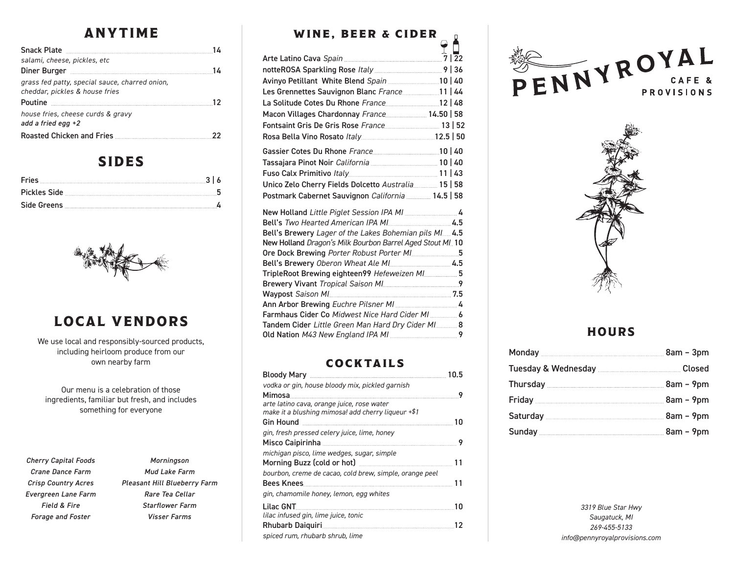## ANYTIME

**Snack Plate** ... 14
*salami, cheese, pickles, etc*

**Diner Burger** ... 14
*grass fed patty, special sauce, charred onion, cheddar, pickles & house fries*

**Poutine** ... 12
*house fries, cheese curds & gravy*
*add a fried egg +2*

**Roasted Chicken and Fries** ... 22

## SIDES

| Item | Price |
|---|---|
| Fries | 3 \| 6 |
| Pickles Side | 5 |
| Side Greens | 4 |

## LOCAL VENDORS

We use local and responsibly-sourced products, including heirloom produce from our own nearby farm

Our menu is a celebration of those ingredients, familiar but fresh, and includes something for everyone

*Cherry Capital Foods*
*Crane Dance Farm*
*Crisp Country Acres*
*Evergreen Lane Farm*
*Field & Fire*
*Forage and Foster*
*Morningson*
*Mud Lake Farm*
*Pleasant Hill Blueberry Farm*
*Rare Tea Cellar*
*Starflower Farm*
*Visser Farms*

## WINE, BEER & CIDER

| Wine | Glass \| Bottle |
|---|---|
| Arte Latino Cava *Spain* | 7 \| 22 |
| notteROSA Sparkling Rose *Italy* | 9 \| 36 |
| Avinyo Petillant White Blend *Spain* | 10 \| 40 |
| Les Grennettes Sauvignon Blanc *France* | 11 \| 44 |
| La Solitude Cotes Du Rhone *France* | 12 \| 48 |
| Macon Villages Chardonnay *France* | 14.50 \| 58 |
| Fontsaint Gris De Gris Rose *France* | 13 \| 52 |
| Rosa Bella Vino Rosato *Italy* | 12.5 \| 50 |
| Gassier Cotes Du Rhone *France* | 10 \| 40 |
| Tassajara Pinot Noir *California* | 10 \| 40 |
| Fuso Calx Primitivo *Italy* | 11 \| 43 |
| Unico Zelo Cherry Fields Dolcetto *Australia* | 15 \| 58 |
| Postmark Cabernet Sauvignon *California* | 14.5 \| 58 |

| Beer & Cider | Price |
|---|---|
| New Holland *Little Piglet Session IPA MI* | 4 |
| Bell's *Two Hearted American IPA MI* | 4.5 |
| Bell's Brewery *Lager of the Lakes Bohemian pils MI* | 4.5 |
| New Holland *Dragon's Milk Bourbon Barrel Aged Stout MI* | 10 |
| Ore Dock Brewing *Porter Robust Porter MI* | 5 |
| Bell's Brewery *Oberon Wheat Ale MI* | 4.5 |
| TripleRoot Brewing eighteen99 *Hefeweizen MI* | 5 |
| Brewery Vivant *Tropical Saison MI* | 9 |
| Waypost *Saison MI* | 7.5 |
| Ann Arbor Brewing *Euchre Pilsner MI* | 4 |
| Farmhaus Cider Co *Midwest Nice Hard Cider MI* | 6 |
| Tandem Cider *Little Green Man Hard Dry Cider MI* | 8 |
| Old Nation *M43 New England IPA MI* | 9 |

## COCKTAILS

**Bloody Mary** ... 10.5
*vodka or gin, house bloody mix, pickled garnish*

**Mimosa** ... 9
*arte latino cava, orange juice, rose water*
*make it a blushing mimosa! add cherry liqueur +$1*

**Gin Hound** ... 10
*gin, fresh pressed celery juice, lime, honey*

**Misco Caipirinha** ... 9
*michigan pisco, lime wedges, sugar, simple*

**Morning Buzz (cold or hot)** ... 11
*bourbon, creme de cacao, cold brew, simple, orange peel*

**Bees Knees** ... 11
*gin, chamomile honey, lemon, egg whites*

**Lilac GNT** ... 10
*lilac infused gin, lime juice, tonic*

**Rhubarb Daiquiri** ... 12
*spiced rum, rhubarb shrub, lime*

# PENNYROYAL
CAFE & PROVISIONS

## HOURS

| Day | Hours |
|---|---|
| Monday | 8am – 3pm |
| Tuesday & Wednesday | Closed |
| Thursday | 8am – 9pm |
| Friday | 8am – 9pm |
| Saturday | 8am – 9pm |
| Sunday | 8am – 9pm |

*3319 Blue Star Hwy*
*Saugatuck, MI*
*269-455-5133*
*info@pennyroyalprovisions.com*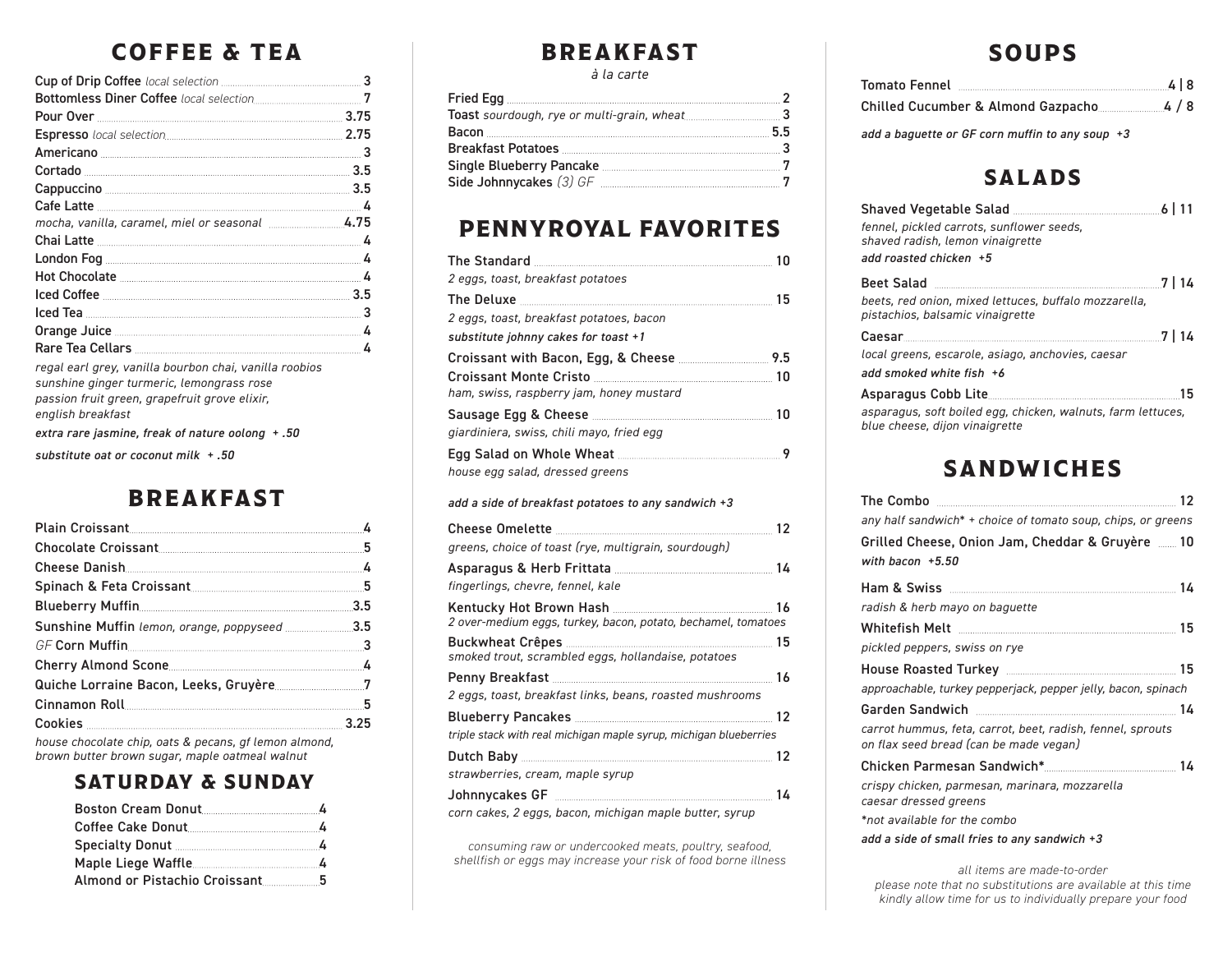## COFFEE & TEA

**Cup of Drip Coffee** *local selection* 3
**Bottomless Diner Coffee** *local selection* 7
**Pour Over** 3.75
**Espresso** *local selection* 2.75
**Americano** 3
**Cortado** 3.5
**Cappuccino** 3.5
**Cafe Latte** 4
*mocha, vanilla, caramel, miel or seasonal* 4.75
**Chai Latte** 4
**London Fog** 4
**Hot Chocolate** 4
**Iced Coffee** 3.5
**Iced Tea** 3
**Orange Juice** 4
**Rare Tea Cellars** 4
*regal earl grey, vanilla bourbon chai, vanilla roobios sunshine ginger turmeric, lemongrass rose passion fruit green, grapefruit grove elixir, english breakfast*

*extra rare jasmine, freak of nature oolong + .50*

*substitute oat or coconut milk + .50*

## BREAKFAST

**Plain Croissant** 4
**Chocolate Croissant** 5
**Cheese Danish** 4
**Spinach & Feta Croissant** 5
**Blueberry Muffin** 3.5
**Sunshine Muffin** *lemon, orange, poppyseed* 3.5
*GF* **Corn Muffin** 3
**Cherry Almond Scone** 4
**Quiche Lorraine Bacon, Leeks, Gruyère** 7
**Cinnamon Roll** 5
**Cookies** 3.25
*house chocolate chip, oats & pecans, gf lemon almond, brown butter brown sugar, maple oatmeal walnut*

## SATURDAY & SUNDAY

**Boston Cream Donut** 4
**Coffee Cake Donut** 4
**Specialty Donut** 4
**Maple Liege Waffle** 4
**Almond or Pistachio Croissant** 5

## BREAKFAST

*à la carte*

**Fried Egg** 2
**Toast** *sourdough, rye or multi-grain, wheat* 3
**Bacon** 5.5
**Breakfast Potatoes** 3
**Single Blueberry Pancake** 7
**Side Johnnycakes** *(3) GF* 7

## PENNYROYAL FAVORITES

**The Standard** 10
*2 eggs, toast, breakfast potatoes*

**The Deluxe** 15
*2 eggs, toast, breakfast potatoes, bacon*
*substitute johnny cakes for toast +1*

**Croissant with Bacon, Egg, & Cheese** 9.5

**Croissant Monte Cristo** 10
*ham, swiss, raspberry jam, honey mustard*

**Sausage Egg & Cheese** 10
*giardiniera, swiss, chili mayo, fried egg*

**Egg Salad on Whole Wheat** 9
*house egg salad, dressed greens*

*add a side of breakfast potatoes to any sandwich +3*

**Cheese Omelette** 12
*greens, choice of toast (rye, multigrain, sourdough)*

**Asparagus & Herb Frittata** 14
*fingerlings, chevre, fennel, kale*

**Kentucky Hot Brown Hash** 16
*2 over-medium eggs, turkey, bacon, potato, bechamel, tomatoes*

**Buckwheat Crêpes** 15
*smoked trout, scrambled eggs, hollandaise, potatoes*

**Penny Breakfast** 16
*2 eggs, toast, breakfast links, beans, roasted mushrooms*

**Blueberry Pancakes** 12
*triple stack with real michigan maple syrup, michigan blueberries*

**Dutch Baby** 12
*strawberries, cream, maple syrup*

**Johnnycakes GF** 14
*corn cakes, 2 eggs, bacon, michigan maple butter, syrup*

*consuming raw or undercooked meats, poultry, seafood, shellfish or eggs may increase your risk of food borne illness*

## SOUPS

**Tomato Fennel** 4 | 8
**Chilled Cucumber & Almond Gazpacho** 4 / 8

*add a baguette or GF corn muffin to any soup +3*

## SALADS

**Shaved Vegetable Salad** 6 | 11
*fennel, pickled carrots, sunflower seeds, shaved radish, lemon vinaigrette*
*add roasted chicken +5*

**Beet Salad** 7 | 14
*beets, red onion, mixed lettuces, buffalo mozzarella, pistachios, balsamic vinaigrette*

**Caesar** 7 | 14
*local greens, escarole, asiago, anchovies, caesar*
*add smoked white fish +6*

**Asparagus Cobb Lite** 15
*asparagus, soft boiled egg, chicken, walnuts, farm lettuces, blue cheese, dijon vinaigrette*

## SANDWICHES

**The Combo** 12
*any half sandwich* + choice of tomato soup, chips, or greens*

**Grilled Cheese, Onion Jam, Cheddar & Gruyère** 10
*with bacon +5.50*

**Ham & Swiss** 14
*radish & herb mayo on baguette*

**Whitefish Melt** 15
*pickled peppers, swiss on rye*

**House Roasted Turkey** 15
*approachable, turkey pepperjack, pepper jelly, bacon, spinach*

**Garden Sandwich** 14
*carrot hummus, feta, carrot, beet, radish, fennel, sprouts on flax seed bread (can be made vegan)*

**Chicken Parmesan Sandwich*** 14
*crispy chicken, parmesan, marinara, mozzarella caesar dressed greens*

**not available for the combo*

*add a side of small fries to any sandwich +3*

*all items are made-to-order*
*please note that no substitutions are available at this time*
*kindly allow time for us to individually prepare your food*